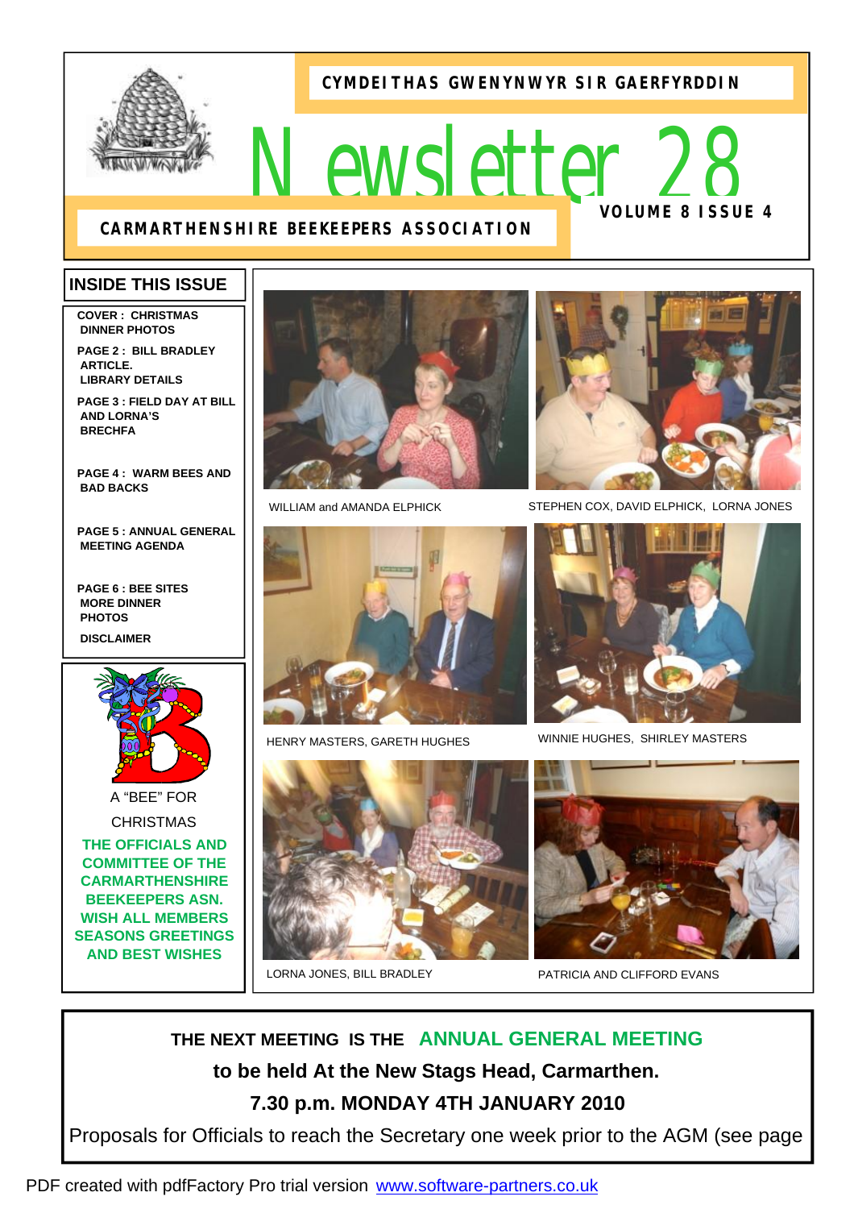CYMDEITHAS GWENYNWYR SIR GAERFYRDDIN

# Newsletter 28

VOLUME 8 ISSUE 4

CARMARTHENSHIRE BEEKEEPERS ASSOCIATION

## INSIDE THIS ISSUE

- COVER : CHRISTMAS DINNER PHOTOS
- PAGE 2 : BILL BRADLEY ARTICLE. LIBRARY DETAILS
- PAGE 3 : FIELD DAY AT BILL AND LORNA'S BRECHFA
- PAGE 4 : WARM BEES AND BAD BACKS
- PAGE 5 : ANNUAL GENERAL MEETING AGENDA
- PAGE 6 : BEE SITES MORE DINNER PHOTOS DISCLAIMER

A "BEE" FOR CHRISTMAS

THE OFFICIALS AND COMMITTEE OF THE CARMARTHENSHIRE BEEKEEPERS ASN. WISH ALL MEMBERS SEASONS GREETINGS AND BEST WISHES

WILLIAM and AMANDA ELPHICK

STEPHEN COX, DAVID ELPHICK, LORNA JONES

HENRY MASTERS, GARETH HUGHES

WINNIE HUGHES, SHIRLEY MASTERS

LORNA JONES, BILL BRADLEY

PATRICIA AND CLIFFORD EVANS

**THE NEXT MEETING IS THE ANNUAL GENERAL MEETING**

**to be held At the New Stags Head, Carmarthen.**

**7.30 p.m. MONDAY 4TH JANUARY 2010**

Proposals for Officials to reach the Secretary one week prior to the AGM (see page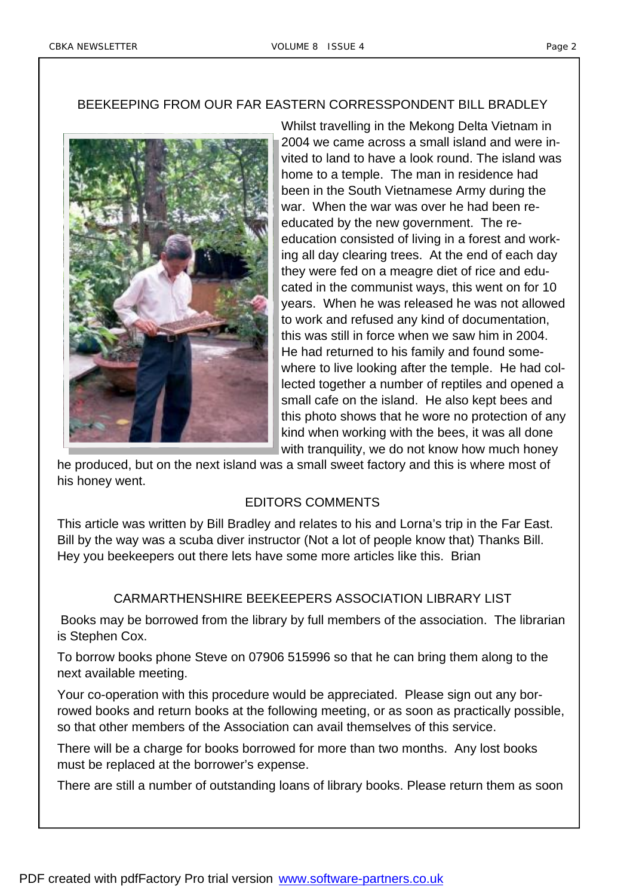## BEEKEEPING FROM OUR FAR EASTERN CORRESSPONDENT BILL BRADLEY

Whilst travelling in the Mekong Delta Vietnam in 2004 we came across a small island and were invited to land to have a look round. The island was home to a temple. The man in residence had been in the South Vietnamese Army during the war. When the war was over he had been re-educated by the new government. The re-education consisted of living in a forest and working all day clearing trees. At the end of each day they were fed on a meagre diet of rice and educated in the communist ways, this went on for 10 years. When he was released he was not allowed to work and refused any kind of documentation, this was still in force when we saw him in 2004. He had returned to his family and found somewhere to live looking after the temple. He had collected together a number of reptiles and opened a small cafe on the island. He also kept bees and this photo shows that he wore no protection of any kind when working with the bees, it was all done with tranquility, we do not know how much honey he produced, but on the next island was a small sweet factory and this is where most of his honey went.

## EDITORS COMMENTS

This article was written by Bill Bradley and relates to his and Lorna's trip in the Far East. Bill by the way was a scuba diver instructor (Not a lot of people know that) Thanks Bill. Hey you beekeepers out there lets have some more articles like this. Brian

## CARMARTHENSHIRE BEEKEEPERS ASSOCIATION LIBRARY LIST

Books may be borrowed from the library by full members of the association. The librarian is Stephen Cox.

To borrow books phone Steve on 07906 515996 so that he can bring them along to the next available meeting.

Your co-operation with this procedure would be appreciated. Please sign out any borrowed books and return books at the following meeting, or as soon as practically possible, so that other members of the Association can avail themselves of this service.

There will be a charge for books borrowed for more than two months. Any lost books must be replaced at the borrower's expense.

There are still a number of outstanding loans of library books. Please return them as soon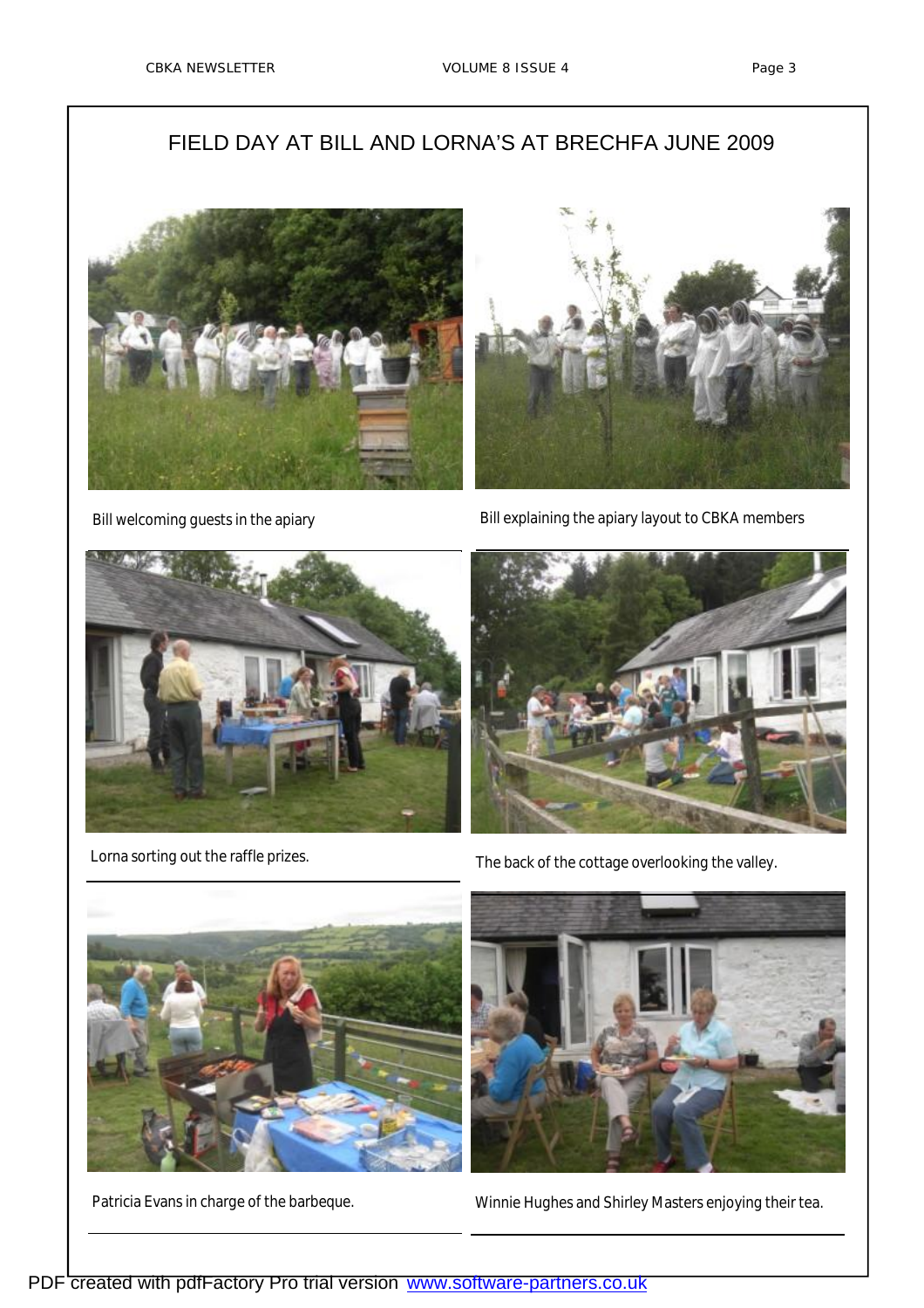# FIELD DAY AT BILL AND LORNA'S AT BRECHFA JUNE 2009

Bill welcoming guests in the apiary

Bill explaining the apiary layout to CBKA members

Lorna sorting out the raffle prizes.

The back of the cottage overlooking the valley.

Patricia Evans in charge of the barbeque.

Winnie Hughes and Shirley Masters enjoying their tea.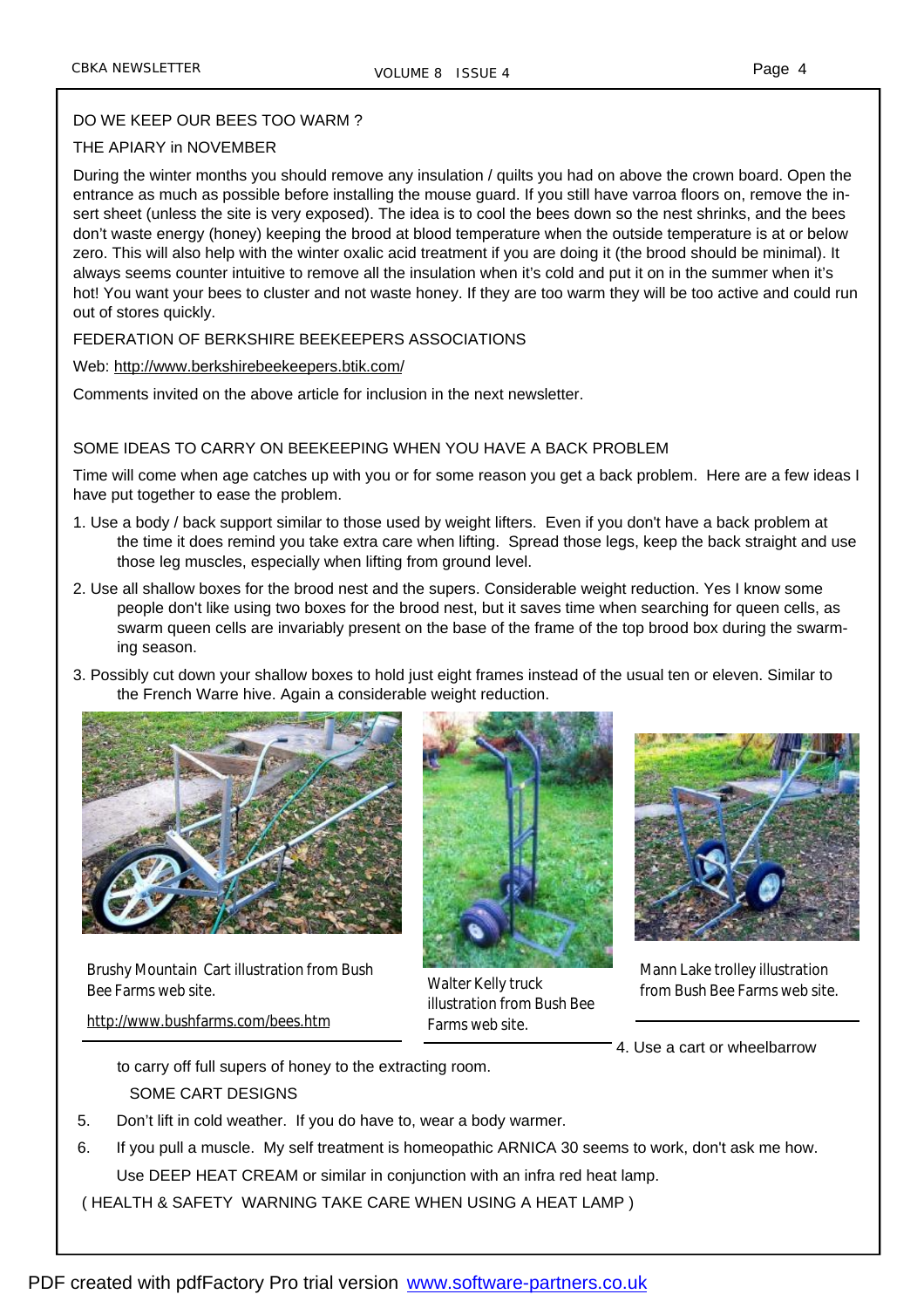DO WE KEEP OUR BEES TOO WARM ?

THE APIARY in NOVEMBER

During the winter months you should remove any insulation / quilts you had on above the crown board. Open the entrance as much as possible before installing the mouse guard. If you still have varroa floors on, remove the insert sheet (unless the site is very exposed). The idea is to cool the bees down so the nest shrinks, and the bees don't waste energy (honey) keeping the brood at blood temperature when the outside temperature is at or below zero. This will also help with the winter oxalic acid treatment if you are doing it (the brood should be minimal). It always seems counter intuitive to remove all the insulation when it's cold and put it on in the summer when it's hot! You want your bees to cluster and not waste honey. If they are too warm they will be too active and could run out of stores quickly.

FEDERATION OF BERKSHIRE BEEKEEPERS ASSOCIATIONS

Web: http://www.berkshirebeekeepers.btik.com/

Comments invited on the above article for inclusion in the next newsletter.

SOME IDEAS TO CARRY ON BEEKEEPING WHEN YOU HAVE A BACK PROBLEM

Time will come when age catches up with you or for some reason you get a back problem. Here are a few ideas I have put together to ease the problem.

1. Use a body / back support similar to those used by weight lifters. Even if you don't have a back problem at the time it does remind you take extra care when lifting. Spread those legs, keep the back straight and use those leg muscles, especially when lifting from ground level.
2. Use all shallow boxes for the brood nest and the supers. Considerable weight reduction. Yes I know some people don't like using two boxes for the brood nest, but it saves time when searching for queen cells, as swarm queen cells are invariably present on the base of the frame of the top brood box during the swarming season.
3. Possibly cut down your shallow boxes to hold just eight frames instead of the usual ten or eleven. Similar to the French Warre hive. Again a considerable weight reduction.

Brushy Mountain Cart illustration from Bush Bee Farms web site.

http://www.bushfarms.com/bees.htm

Walter Kelly truck illustration from Bush Bee Farms web site.

Mann Lake trolley illustration from Bush Bee Farms web site.

4. Use a cart or wheelbarrow to carry off full supers of honey to the extracting room.

SOME CART DESIGNS

5. Don't lift in cold weather. If you do have to, wear a body warmer.
6. If you pull a muscle. My self treatment is homeopathic ARNICA 30 seems to work, don't ask me how. Use DEEP HEAT CREAM or similar in conjunction with an infra red heat lamp.

( HEALTH & SAFETY WARNING TAKE CARE WHEN USING A HEAT LAMP )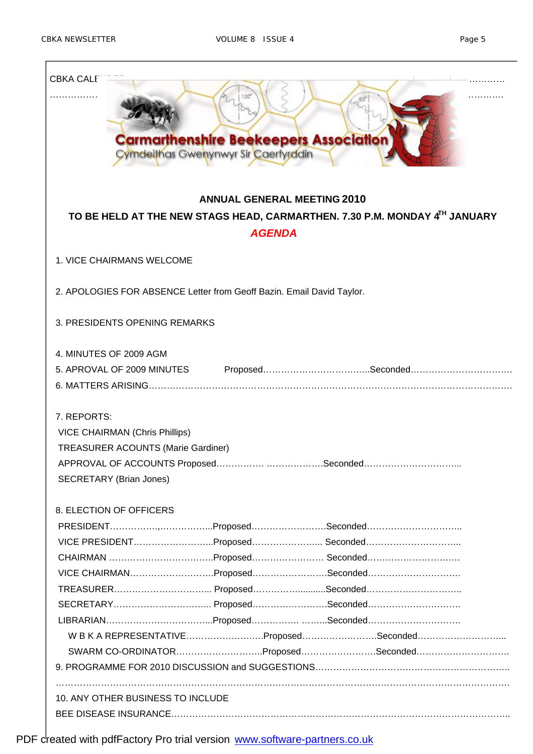CBKA CALE… …………
……………. …………

Carmarthenshire Beekeepers Association
Cymdeithas Gwenynwyr Sir Caerfyrddin

**ANNUAL GENERAL MEETING 2010**

**TO BE HELD AT THE NEW STAGS HEAD, CARMARTHEN. 7.30 P.M. MONDAY 4TH JANUARY**

***AGENDA***

1. VICE CHAIRMANS WELCOME

2. APOLOGIES FOR ABSENCE Letter from Geoff Bazin. Email David Taylor.

3. PRESIDENTS OPENING REMARKS

4. MINUTES OF 2009 AGM
5. APROVAL OF 2009 MINUTES Proposed……………………………..Seconded…………………………….
6. MATTERS ARISING……………………………………………………………………………………………………

7. REPORTS:
VICE CHAIRMAN (Chris Phillips)
TREASURER ACOUNTS (Marie Gardiner)
APPROVAL OF ACCOUNTS Proposed……………. ……………….Seconded…………………………...
SECRETARY (Brian Jones)

8. ELECTION OF OFFICERS
PRESIDENT…………….,……………...Proposed……………………Seconded…………………………..
VICE PRESIDENT……………………...Proposed………………….. Seconded…………………………..
CHAIRMAN ……………………………..Proposed…………………… Seconded………………………….
VICE CHAIRMAN……………………….Proposed……………………Seconded………………………….
TREASURER………………………….. Proposed…………….........Seconded…………………………..
SECRETARY………………………….. Proposed……………………Seconded………………………….
LIBRARIAN……………………………...Proposed……………. ……..Seconded………………………….
W B K A REPRESENTATIVE……………………..Proposed……………………Seconded………………………...
SWARM CO-ORDINATOR………………………..Proposed……………………Seconded…………………………

9. PROGRAMME FOR 2010 DISCUSSION and SUGGESTIONS…………………………………………………………..
……………………………………………………………………………………………………………………………

10. ANY OTHER BUSINESS TO INCLUDE
BEE DISEASE INSURANCE……………………………………………………………………………………………..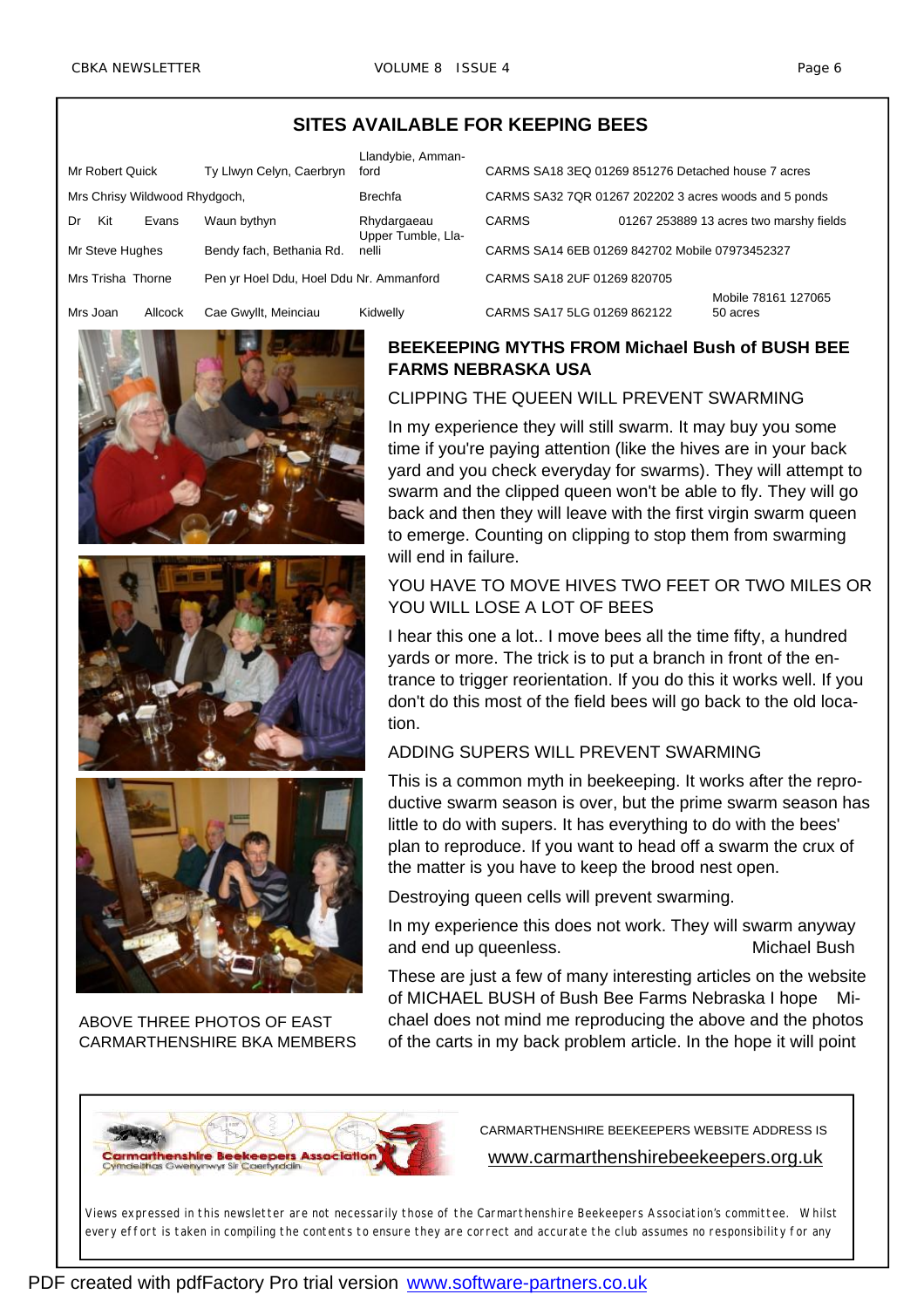## SITES AVAILABLE FOR KEEPING BEES

| | | | | |
|---|---|---|---|---|
| Mr Robert Quick | Ty Llwyn Celyn, Caerbryn | Llandybie, Ammanford | CARMS SA18 3EQ 01269 851276 Detached house 7 acres | |
| Mrs Chrisy Wildwood Rhydgoch, | | Brechfa | CARMS SA32 7QR 01267 202202 3 acres woods and 5 ponds | |
| Dr Kit Evans | Waun bythyn | Rhydargaeau | CARMS | 01267 253889 13 acres two marshy fields |
| Mr Steve Hughes | Bendy fach, Bethania Rd. | Upper Tumble, Llanelli | CARMS SA14 6EB 01269 842702 Mobile 07973452327 | |
| Mrs Trisha Thorne | Pen yr Hoel Ddu, Hoel Ddu Nr. Ammanford | | CARMS SA18 2UF 01269 820705 | |
| Mrs Joan Allcock | Cae Gwyllt, Meinciau | Kidwelly | CARMS SA17 5LG 01269 862122 | Mobile 78161 127065 50 acres |

ABOVE THREE PHOTOS OF EAST CARMARTHENSHIRE BKA MEMBERS

### BEEKEEPING MYTHS FROM Michael Bush of BUSH BEE FARMS NEBRASKA USA

CLIPPING THE QUEEN WILL PREVENT SWARMING

In my experience they will still swarm. It may buy you some time if you're paying attention (like the hives are in your back yard and you check everyday for swarms). They will attempt to swarm and the clipped queen won't be able to fly. They will go back and then they will leave with the first virgin swarm queen to emerge. Counting on clipping to stop them from swarming will end in failure.

YOU HAVE TO MOVE HIVES TWO FEET OR TWO MILES OR YOU WILL LOSE A LOT OF BEES

I hear this one a lot.. I move bees all the time fifty, a hundred yards or more. The trick is to put a branch in front of the entrance to trigger reorientation. If you do this it works well. If you don't do this most of the field bees will go back to the old location.

ADDING SUPERS WILL PREVENT SWARMING

This is a common myth in beekeeping. It works after the reproductive swarm season is over, but the prime swarm season has little to do with supers. It has everything to do with the bees' plan to reproduce. If you want to head off a swarm the crux of the matter is you have to keep the brood nest open.

Destroying queen cells will prevent swarming.

In my experience this does not work. They will swarm anyway and end up queenless. Michael Bush

These are just a few of many interesting articles on the website of MICHAEL BUSH of Bush Bee Farms Nebraska I hope Michael does not mind me reproducing the above and the photos of the carts in my back problem article. In the hope it will point

Carmarthenshire Beekeepers Association
Cymdeithas Gwenynwyr Sir Gaerfyrddin

CARMARTHENSHIRE BEEKEEPERS WEBSITE ADDRESS IS

www.carmarthenshirebeekeepers.org.uk

*Views expressed in this newsletter are not necessarily those of the Carmarthenshire Beekeepers Association's committee. Whilst every effort is taken in compiling the contents to ensure they are correct and accurate the club assumes no responsibility for any*